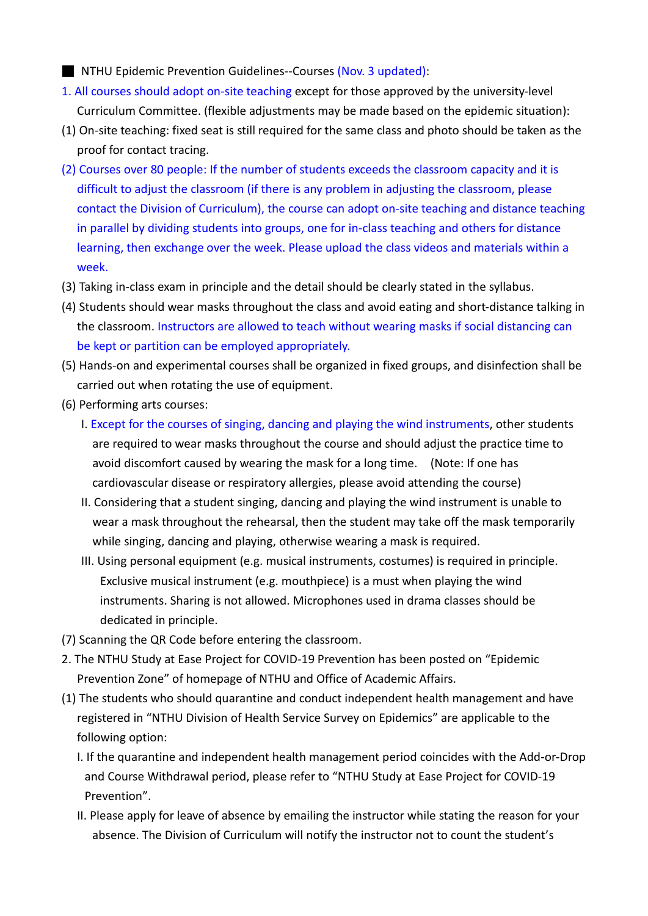■ NTHU Epidemic Prevention Guidelines--Courses (Nov. 3 updated):

1. All courses should adopt on-site teaching except for those approved by the university-level Curriculum Committee. (flexible adjustments may be made based on the epidemic situation):

(1) On-site teaching: fixed seat is still required for the same class and photo should be taken as the proof for contact tracing.

(2) Courses over 80 people: If the number of students exceeds the classroom capacity and it is difficult to adjust the classroom (if there is any problem in adjusting the classroom, please contact the Division of Curriculum), the course can adopt on-site teaching and distance teaching in parallel by dividing students into groups, one for in-class teaching and others for distance learning, then exchange over the week. Please upload the class videos and materials within a week.

(3) Taking in-class exam in principle and the detail should be clearly stated in the syllabus.

(4) Students should wear masks throughout the class and avoid eating and short-distance talking in the classroom. Instructors are allowed to teach without wearing masks if social distancing can be kept or partition can be employed appropriately.

(5) Hands-on and experimental courses shall be organized in fixed groups, and disinfection shall be carried out when rotating the use of equipment.

(6) Performing arts courses:

I. Except for the courses of singing, dancing and playing the wind instruments, other students are required to wear masks throughout the course and should adjust the practice time to avoid discomfort caused by wearing the mask for a long time. (Note: If one has cardiovascular disease or respiratory allergies, please avoid attending the course)

II. Considering that a student singing, dancing and playing the wind instrument is unable to wear a mask throughout the rehearsal, then the student may take off the mask temporarily while singing, dancing and playing, otherwise wearing a mask is required.

III. Using personal equipment (e.g. musical instruments, costumes) is required in principle. Exclusive musical instrument (e.g. mouthpiece) is a must when playing the wind instruments. Sharing is not allowed. Microphones used in drama classes should be dedicated in principle.

(7) Scanning the QR Code before entering the classroom.

2. The NTHU Study at Ease Project for COVID-19 Prevention has been posted on "Epidemic Prevention Zone" of homepage of NTHU and Office of Academic Affairs.

(1) The students who should quarantine and conduct independent health management and have registered in "NTHU Division of Health Service Survey on Epidemics" are applicable to the following option:

I. If the quarantine and independent health management period coincides with the Add-or-Drop and Course Withdrawal period, please refer to "NTHU Study at Ease Project for COVID-19 Prevention".

II. Please apply for leave of absence by emailing the instructor while stating the reason for your absence. The Division of Curriculum will notify the instructor not to count the student's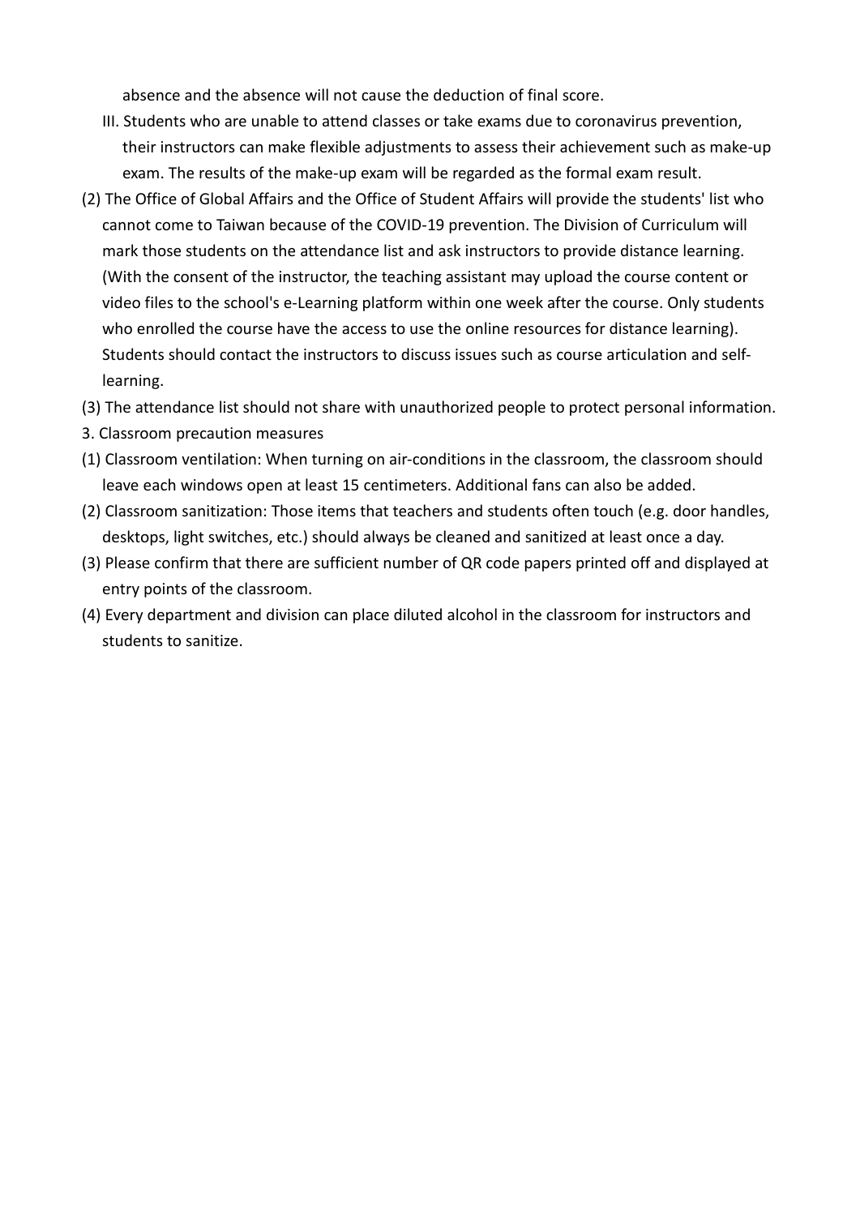absence and the absence will not cause the deduction of final score.

III. Students who are unable to attend classes or take exams due to coronavirus prevention, their instructors can make flexible adjustments to assess their achievement such as make-up exam. The results of the make-up exam will be regarded as the formal exam result.

(2) The Office of Global Affairs and the Office of Student Affairs will provide the students' list who cannot come to Taiwan because of the COVID-19 prevention. The Division of Curriculum will mark those students on the attendance list and ask instructors to provide distance learning. (With the consent of the instructor, the teaching assistant may upload the course content or video files to the school's e-Learning platform within one week after the course. Only students who enrolled the course have the access to use the online resources for distance learning). Students should contact the instructors to discuss issues such as course articulation and self-learning.

(3) The attendance list should not share with unauthorized people to protect personal information.

3. Classroom precaution measures

(1) Classroom ventilation: When turning on air-conditions in the classroom, the classroom should leave each windows open at least 15 centimeters. Additional fans can also be added.

(2) Classroom sanitization: Those items that teachers and students often touch (e.g. door handles, desktops, light switches, etc.) should always be cleaned and sanitized at least once a day.

(3) Please confirm that there are sufficient number of QR code papers printed off and displayed at entry points of the classroom.

(4) Every department and division can place diluted alcohol in the classroom for instructors and students to sanitize.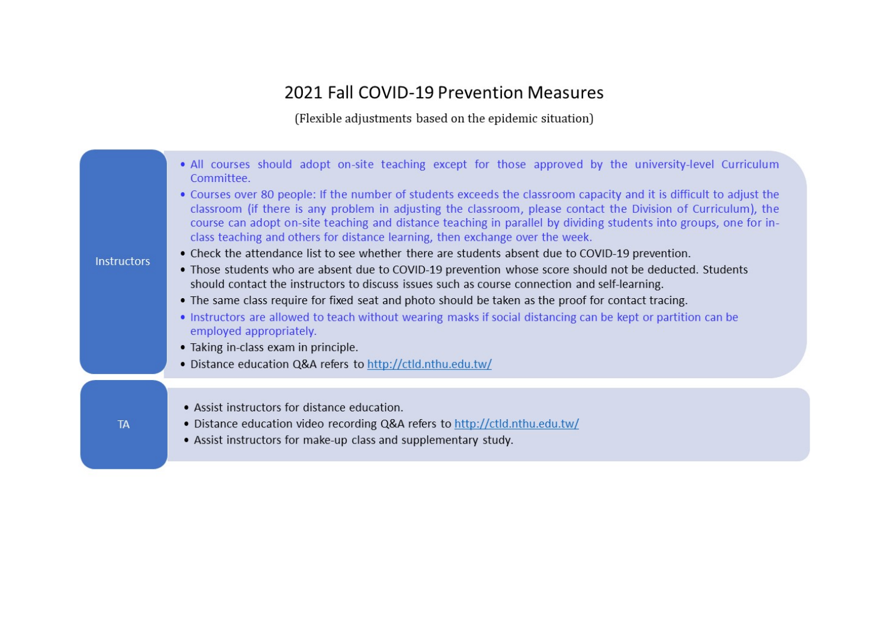# 2021 Fall COVID-19 Prevention Measures

(Flexible adjustments based on the epidemic situation)

## Instructors

- All courses should adopt on-site teaching except for those approved by the university-level Curriculum Committee.
- Courses over 80 people: If the number of students exceeds the classroom capacity and it is difficult to adjust the classroom (if there is any problem in adjusting the classroom, please contact the Division of Curriculum), the course can adopt on-site teaching and distance teaching in parallel by dividing students into groups, one for in-class teaching and others for distance learning, then exchange over the week.
- Check the attendance list to see whether there are students absent due to COVID-19 prevention.
- Those students who are absent due to COVID-19 prevention whose score should not be deducted. Students should contact the instructors to discuss issues such as course connection and self-learning.
- The same class require for fixed seat and photo should be taken as the proof for contact tracing.
- Instructors are allowed to teach without wearing masks if social distancing can be kept or partition can be employed appropriately.
- Taking in-class exam in principle.
- Distance education Q&A refers to http://ctld.nthu.edu.tw/

## TA

- Assist instructors for distance education.
- Distance education video recording Q&A refers to http://ctld.nthu.edu.tw/
- Assist instructors for make-up class and supplementary study.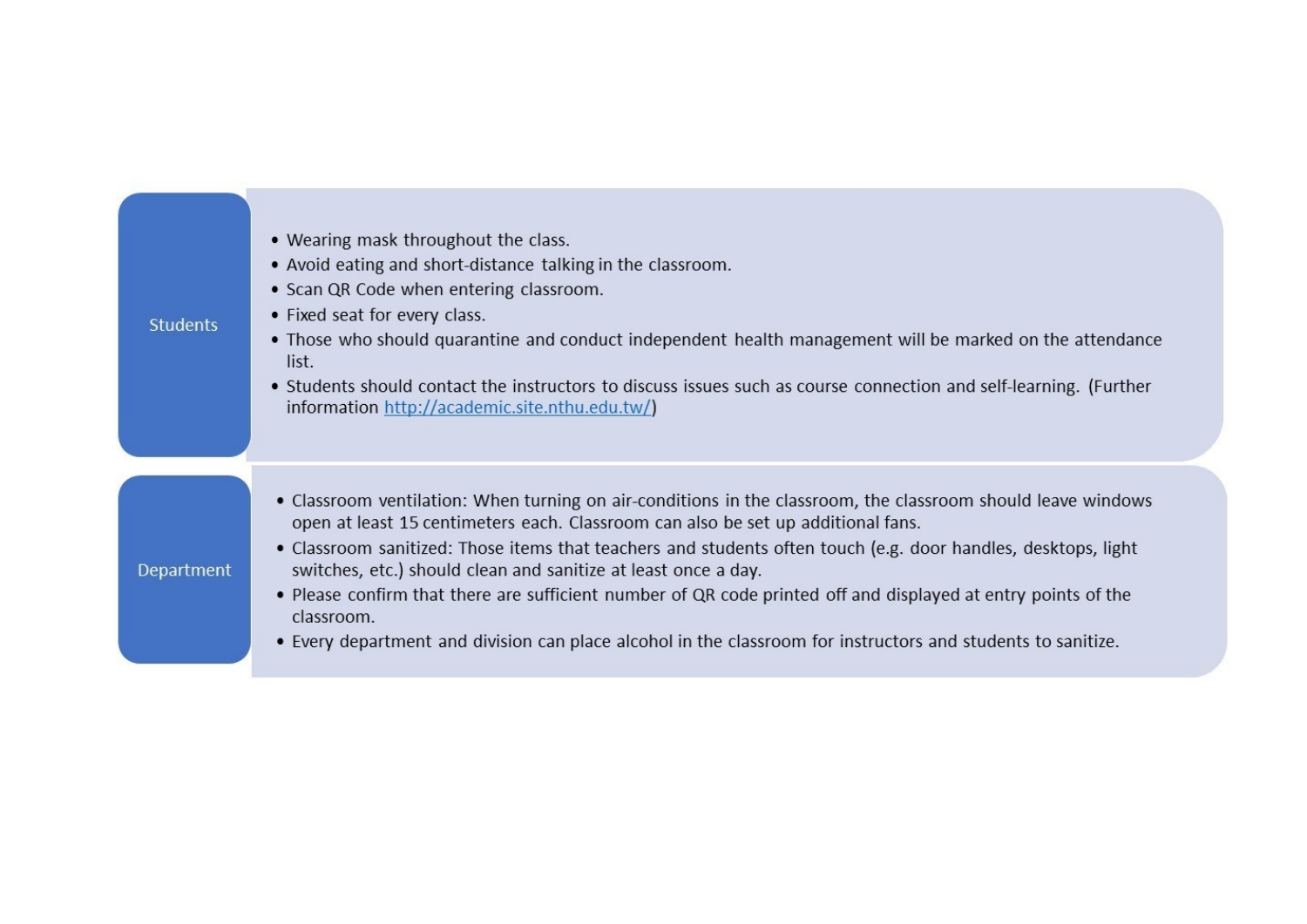## Students

- Wearing mask throughout the class.
- Avoid eating and short-distance talking in the classroom.
- Scan QR Code when entering classroom.
- Fixed seat for every class.
- Those who should quarantine and conduct independent health management will be marked on the attendance list.
- Students should contact the instructors to discuss issues such as course connection and self-learning. (Further information http://academic.site.nthu.edu.tw/)

## Department

- Classroom ventilation: When turning on air-conditions in the classroom, the classroom should leave windows open at least 15 centimeters each. Classroom can also be set up additional fans.
- Classroom sanitized: Those items that teachers and students often touch (e.g. door handles, desktops, light switches, etc.) should clean and sanitize at least once a day.
- Please confirm that there are sufficient number of QR code printed off and displayed at entry points of the classroom.
- Every department and division can place alcohol in the classroom for instructors and students to sanitize.